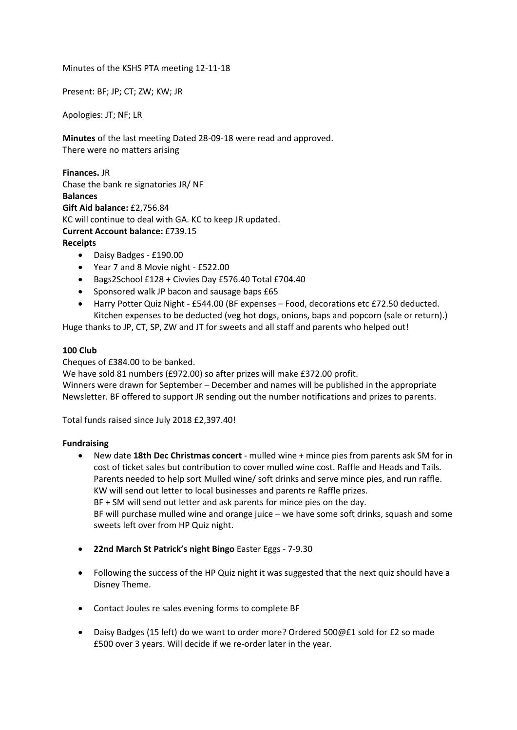Minutes of the KSHS PTA meeting 12-11-18

Present: BF; JP; CT; ZW; KW; JR

Apologies: JT; NF; LR

**Minutes** of the last meeting Dated 28-09-18 were read and approved.
There were no matters arising

**Finances.** JR
Chase the bank re signatories JR/ NF
**Balances**
**Gift Aid balance:** £2,756.84
KC will continue to deal with GA. KC to keep JR updated.
**Current Account balance:** £739.15
**Receipts**

- Daisy Badges - £190.00
- Year 7 and 8 Movie night - £522.00
- Bags2School £128 + Civvies Day £576.40 Total £704.40
- Sponsored walk JP bacon and sausage baps £65
- Harry Potter Quiz Night - £544.00 (BF expenses – Food, decorations etc £72.50 deducted. Kitchen expenses to be deducted (veg hot dogs, onions, baps and popcorn (sale or return).)

Huge thanks to JP, CT, SP, ZW and JT for sweets and all staff and parents who helped out!

**100 Club**

Cheques of £384.00 to be banked.
We have sold 81 numbers (£972.00) so after prizes will make £372.00 profit.
Winners were drawn for September – December and names will be published in the appropriate Newsletter. BF offered to support JR sending out the number notifications and prizes to parents.

Total funds raised since July 2018 £2,397.40!

**Fundraising**

- New date **18th Dec Christmas concert** - mulled wine + mince pies from parents ask SM for in cost of ticket sales but contribution to cover mulled wine cost. Raffle and Heads and Tails. Parents needed to help sort Mulled wine/ soft drinks and serve mince pies, and run raffle.
  KW will send out letter to local businesses and parents re Raffle prizes.
  BF + SM will send out letter and ask parents for mince pies on the day.
  BF will purchase mulled wine and orange juice – we have some soft drinks, squash and some sweets left over from HP Quiz night.

- **22nd March St Patrick's night Bingo** Easter Eggs - 7-9.30

- Following the success of the HP Quiz night it was suggested that the next quiz should have a Disney Theme.

- Contact Joules re sales evening forms to complete BF

- Daisy Badges (15 left) do we want to order more? Ordered 500@£1 sold for £2 so made £500 over 3 years. Will decide if we re-order later in the year.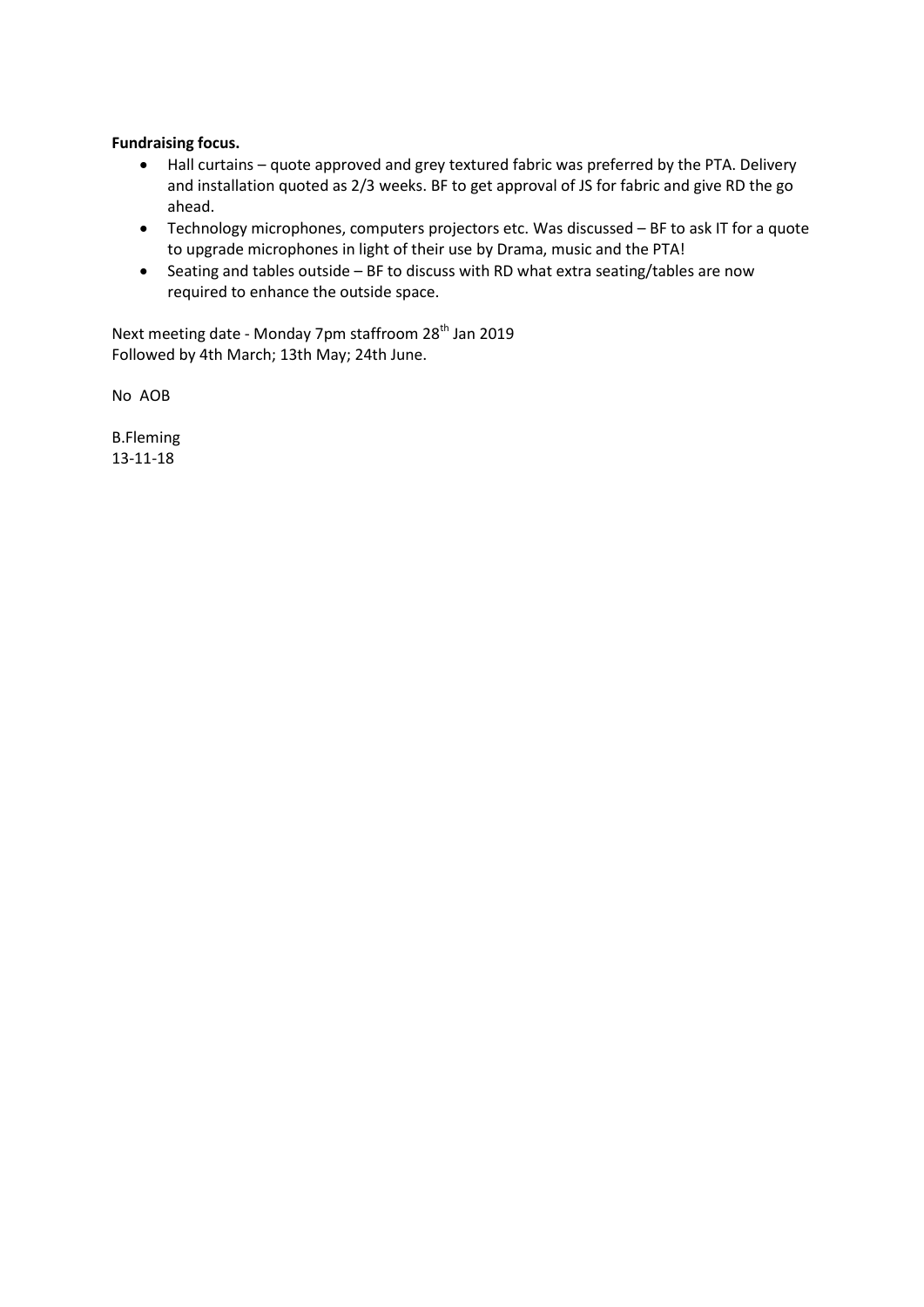**Fundraising focus.**

- Hall curtains – quote approved and grey textured fabric was preferred by the PTA. Delivery and installation quoted as 2/3 weeks. BF to get approval of JS for fabric and give RD the go ahead.
- Technology microphones, computers projectors etc. Was discussed – BF to ask IT for a quote to upgrade microphones in light of their use by Drama, music and the PTA!
- Seating and tables outside – BF to discuss with RD what extra seating/tables are now required to enhance the outside space.

Next meeting date - Monday 7pm staffroom 28th Jan 2019
Followed by 4th March; 13th May; 24th June.

No AOB

B.Fleming
13-11-18